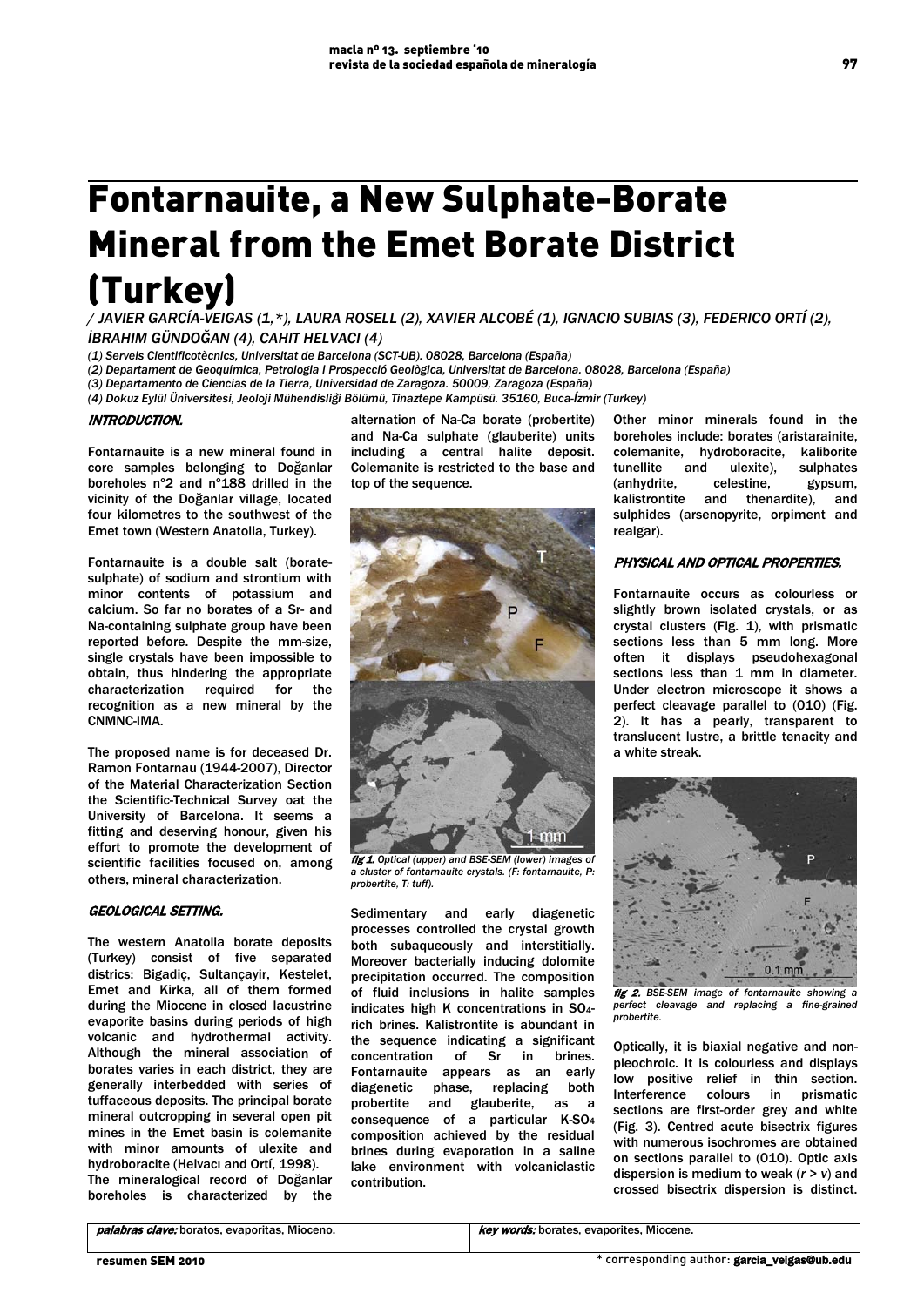# Fontarnauite, a New Sulphate-Borate Mineral from the Emet Borate District (Turkey)

*/ JAVIER GARCÍA-VEIGAS (1,\*), LAURA ROSELL (2), XAVIER ALCOBÉ (1), IGNACIO SUBIAS (3), FEDERICO ORTÍ (2), İBRAHIM GÜNDOĞAN (4), CAHIT HELVACI (4)*

*(1) Serveis Cientificotècnics, Universitat de Barcelona (SCT-UB). 08028, Barcelona (España)*

*(2) Departament de Geoquímica, Petrologia i Prospecció Geològica, Universitat de Barcelona. 08028, Barcelona (España)*

*(3) Departamento de Ciencias de la Tierra, Universidad de Zaragoza. 50009, Zaragoza (España)*

*(4) Dokuz Eylül Üniversitesi, Jeoloji Mühendisliği Bölümü, Tinaztepe Kampüsü. 35160, Buca-İzmir (Turkey)*

## INTRODUCTION.

Fontarnauite is a new mineral found in core samples belonging to Doğanlar boreholes nº2 and nº188 drilled in the vicinity of the Doğanlar village, located four kilometres to the southwest of the Emet town (Western Anatolia, Turkey).

Fontarnauite is a double salt (borate-sulphate) of sodium and strontium with minor contents of potassium and calcium. So far no borates of a Sr- and Na-containing sulphate group have been reported before. Despite the mm-size, single crystals have been impossible to obtain, thus hindering the appropriate characterization required for the recognition as a new mineral by the CNMNC-IMA.

The proposed name is for deceased Dr. Ramon Fontarnau (1944-2007), Director of the Material Characterization Section the Scientific-Technical Survey oat the University of Barcelona. It seems a fitting and deserving honour, given his effort to promote the development of scientific facilities focused on, among others, mineral characterization.

## GEOLOGICAL SETTING.

The western Anatolia borate deposits (Turkey) consist of five separated districts: Bigadiç, Sultançayir, Kestelet, Emet and Kirka, all of them formed during the Miocene in closed lacustrine evaporite basins during periods of high volcanic and hydrothermal activity. Although the mineral association of borates varies in each district, they are generally interbedded with series of tuffaceous deposits. The principal borate mineral outcropping in several open pit mines in the Emet basin is colemanite with minor amounts of ulexite and hydroboracite (Helvacı and Ortí, 1998).

The mineralogical record of Doğanlar boreholes is characterized by the alternation of Na-Ca borate (probertite) and Na-Ca sulphate (glauberite) units including a central halite deposit. Colemanite is restricted to the base and top of the sequence.

*fig 1. Optical (upper) and BSE-SEM (lower) images of a cluster of fontarnauite crystals. (F: fontarnauite, P: probertite, T: tuff).*

Sedimentary and early diagenetic processes controlled the crystal growth both subaqueously and interstitially. Moreover bacterially inducing dolomite precipitation occurred. The composition of fluid inclusions in halite samples indicates high K concentrations in $SO_4$-rich brines. Kalistrontite is abundant in the sequence indicating a significant concentration of Sr in brines. Fontarnauite appears as an early diagenetic phase, replacing both probertite and glauberite, as a consequence of a particular K-$SO_4$ composition achieved by the residual brines during evaporation in a saline lake environment with volcaniclastic contribution.

Other minor minerals found in the boreholes include: borates (aristarainite, colemanite, hydroboracite, kaliborite tunellite and ulexite), sulphates (anhydrite, celestine, gypsum, kalistrontite and thenardite), and sulphides (arsenopyrite, orpiment and realgar).

## PHYSICAL AND OPTICAL PROPERTIES.

Fontarnauite occurs as colourless or slightly brown isolated crystals, or as crystal clusters (Fig. 1), with prismatic sections less than 5 mm long. More often it displays pseudohexagonal sections less than 1 mm in diameter. Under electron microscope it shows a perfect cleavage parallel to (010) (Fig. 2). It has a pearly, transparent to translucent lustre, a brittle tenacity and a white streak.

*fig 2. BSE-SEM image of fontarnauite showing a perfect cleavage and replacing a fine-grained probertite.*

Optically, it is biaxial negative and non-pleochroic. It is colourless and displays low positive relief in thin section. Interference colours in prismatic sections are first-order grey and white (Fig. 3). Centred acute bisectrix figures with numerous isochromes are obtained on sections parallel to (010). Optic axis dispersion is medium to weak ($r > v$) and crossed bisectrix dispersion is distinct.

*palabras clave:* boratos, evaporitas, Mioceno. | *key words:* borates, evaporites, Miocene.

resumen SEM 2010

\* corresponding author: garcia_veigas@ub.edu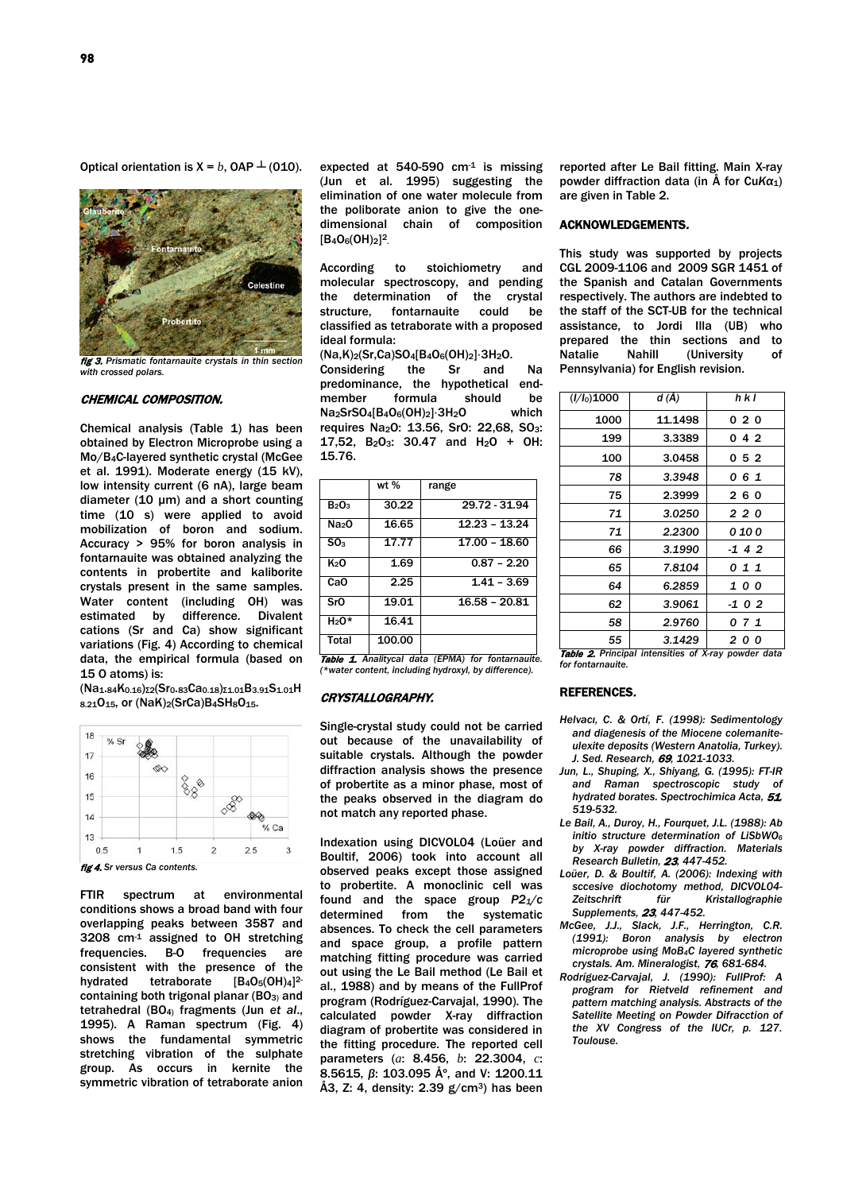Optical orientation is X = *b*, OAP ⊥ (010).

Glauberite
Fontarnauite
Celestine
Probertite
1 mm

*fig 3. Prismatic fontarnauite crystals in thin section with crossed polars.*

### CHEMICAL COMPOSITION.

Chemical analysis (Table 1) has been obtained by Electron Microprobe using a Mo/$B_4C$-layered synthetic crystal (McGee et al. 1991). Moderate energy (15 kV), low intensity current (6 nA), large beam diameter (10 µm) and a short counting time (10 s) were applied to avoid mobilization of boron and sodium. Accuracy > 95% for boron analysis in fontarnauite was obtained analyzing the contents in probertite and kaliborite crystals present in the same samples. Water content (including OH) was estimated by difference. Divalent cations (Sr and Ca) show significant variations (Fig. 4) According to chemical data, the empirical formula (based on 15 O atoms) is:

$(Na_{1.84}K_{0.16})_{\Sigma 2}(Sr_{0.83}Ca_{0.18})_{\Sigma 1.01}B_{3.91}S_{1.01}H_{8.21}O_{15}$, or $(NaK)_2(SrCa)B_4SH_8O_{15}$.

18
% Sr
17
16
15
14
% Ca
13
0.5 1 1.5 2 2.5 3

*fig 4. Sr versus Ca contents.*

FTIR spectrum at environmental conditions shows a broad band with four overlapping peaks between 3587 and 3208 $cm^{-1}$ assigned to OH stretching frequencies. B-O frequencies are consistent with the presence of the hydrated tetraborate $[B_4O_5(OH)_4]^{2-}$ containing both trigonal planar ($BO_3$) and tetrahedral ($BO_4$) fragments (Jun *et al*., 1995). A Raman spectrum (Fig. 4) shows the fundamental symmetric stretching vibration of the sulphate group. As occurs in kernite the symmetric vibration of tetraborate anion expected at 540-590 $cm^{-1}$ is missing (Jun et al. 1995) suggesting the elimination of one water molecule from the poliborate anion to give the one-dimensional chain of composition $[B_4O_6(OH)_2]^{2}$.

According to stoichiometry and molecular spectroscopy, and pending the determination of the crystal structure, fontarnauite could be classified as tetraborate with a proposed ideal formula:

$(Na,K)_2(Sr,Ca)SO_4[B_4O_6(OH)_2]\cdot 3H_2O$.

Considering the Sr and Na predominance, the hypothetical end-member formula should be $Na_2SrSO_4[B_4O_6(OH)_2]\cdot 3H_2O$ which requires $Na_2O$: 13.56, SrO: 22,68, $SO_3$: 17,52, $B_2O_3$: 30.47 and $H_2O$ + OH: 15.76.

| | wt % | range |
|---|---|---|
| $B_2O_3$ | 30.22 | 29.72 - 31.94 |
| $Na_2O$ | 16.65 | 12.23 – 13.24 |
| $SO_3$ | 17.77 | 17.00 – 18.60 |
| $K_2O$ | 1.69 | 0.87 – 2.20 |
| CaO | 2.25 | 1.41 – 3.69 |
| SrO | 19.01 | 16.58 – 20.81 |
| $H_2O$* | 16.41 | |
| Total | 100.00 | |

*Table 1. Analitycal data (EPMA) for fontarnauite. (\*water content, including hydroxyl, by difference).*

### CRYSTALLOGRAPHY.

Single-crystal study could not be carried out because of the unavailability of suitable crystals. Although the powder diffraction analysis shows the presence of probertite as a minor phase, most of the peaks observed in the diagram do not match any reported phase.

Indexation using DICVOL04 (Loüer and Boultif, 2006) took into account all observed peaks except those assigned to probertite. A monoclinic cell was found and the space group $P2_1/c$ determined from the systematic absences. To check the cell parameters and space group, a profile pattern matching fitting procedure was carried out using the Le Bail method (Le Bail et al., 1988) and by means of the FullProf program (Rodríguez-Carvajal, 1990). The calculated powder X-ray diffraction diagram of probertite was considered in the fitting procedure. The reported cell parameters (*a*: 8.456, *b*: 22.3004, *c*: 8.5615, *β*: 103.095 Å°, and V: 1200.11 Å3, Z: 4, density: 2.39 g/cm³) has been reported after Le Bail fitting. Main X-ray powder diffraction data (in Å for Cu$K\alpha_1$) are given in Table 2.

### ACKNOWLEDGEMENTS.

This study was supported by projects CGL 2009-1106 and 2009 SGR 1451 of the Spanish and Catalan Governments respectively. The authors are indebted to the staff of the SCT-UB for the technical assistance, to Jordi Illa (UB) who prepared the thin sections and to Natalie Nahill (University of Pennsylvania) for English revision.

| $(I/I_0)1000$ | d (Å) | h k l |
|---|---|---|
| 1000 | 11.1498 | 0 2 0 |
| 199 | 3.3389 | 0 4 2 |
| 100 | 3.0458 | 0 5 2 |
| 78 | 3.3948 | 0 6 1 |
| 75 | 2.3999 | 2 6 0 |
| 71 | 3.0250 | 2 2 0 |
| 71 | 2.2300 | 0 10 0 |
| 66 | 3.1990 | -1 4 2 |
| 65 | 7.8104 | 0 1 1 |
| 64 | 6.2859 | 1 0 0 |
| 62 | 3.9061 | -1 0 2 |
| 58 | 2.9760 | 0 7 1 |
| 55 | 3.1429 | 2 0 0 |

*Table 2. Principal intensities of X-ray powder data for fontarnauite.*

### REFERENCES.

- *Helvacı, C. & Ortí, F. (1998): Sedimentology and diagenesis of the Miocene colemanite-ulexite deposits (Western Anatolia, Turkey). J. Sed. Research, **69**, 1021-1033.*
- *Jun, L., Shuping, X., Shiyang, G. (1995): FT-IR and Raman spectroscopic study of hydrated borates. Spectrochimica Acta, **51**, 519-532.*
- *Le Bail, A., Duroy, H., Fourquet, J.L. (1988): Ab initio structure determination of $LiSbWO_6$ by X-ray powder diffraction. Materials Research Bulletin, **23**, 447-452.*
- *Loüer, D. & Boultif, A. (2006): Indexing with sccesive diochotomy method, DICVOL04- Zeitschrift für Kristallographie Supplements, **23**, 447-452.*
- *McGee, J.J., Slack, J.F., Herrington, C.R. (1991): Boron analysis by electron microprobe using $MoB_4C$ layered synthetic crystals. Am. Mineralogist, **76**, 681-684.*
- *Rodríguez-Carvajal, J. (1990): FullProf: A program for Rietveld refinement and pattern matching analysis. Abstracts of the Satellite Meeting on Powder Diffracction of the XV Congress of the IUCr, p. 127. Toulouse.*